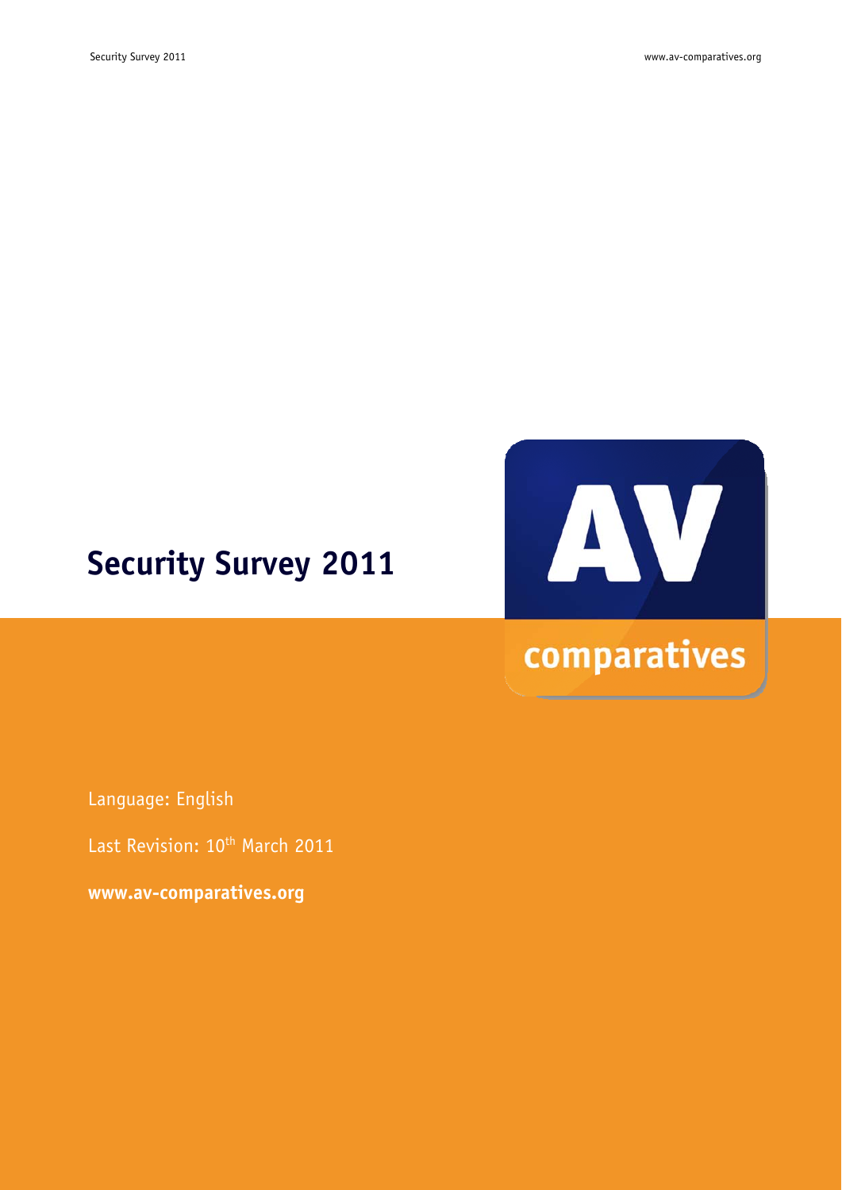# Security Survey 2011

Language: English

Last Revision: 10th March 2011

**www.av-comparatives.org**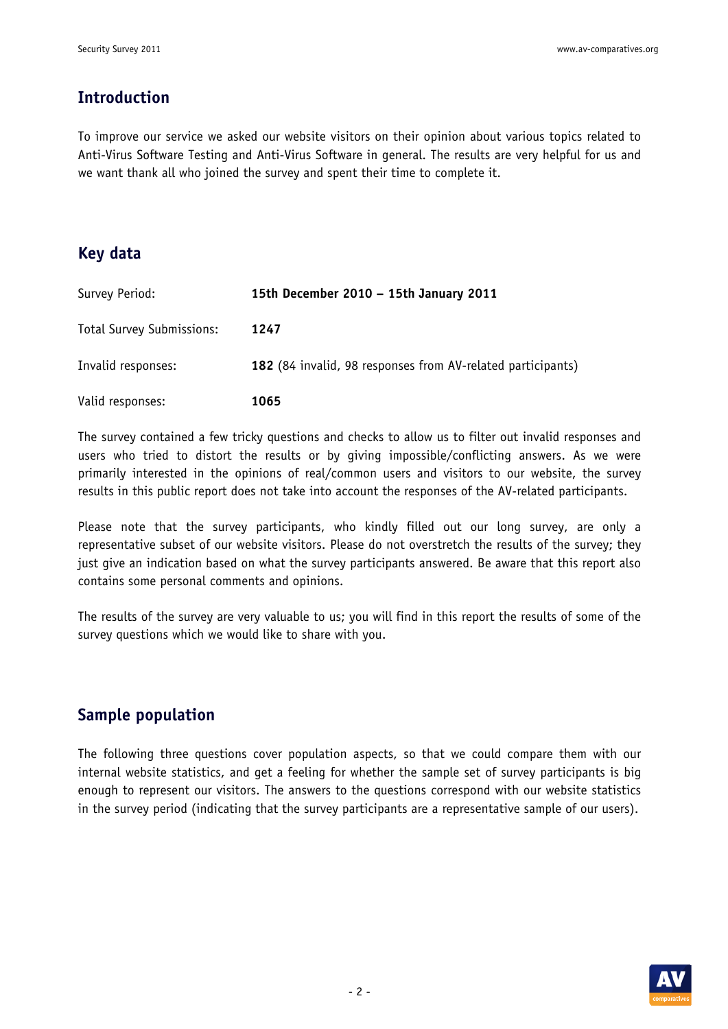## Introduction

To improve our service we asked our website visitors on their opinion about various topics related to Anti-Virus Software Testing and Anti-Virus Software in general. The results are very helpful for us and we want thank all who joined the survey and spent their time to complete it.

## Key data

| | |
|---|---|
| Survey Period: | **15th December 2010 – 15th January 2011** |
| Total Survey Submissions: | **1247** |
| Invalid responses: | **182** (84 invalid, 98 responses from AV-related participants) |
| Valid responses: | **1065** |

The survey contained a few tricky questions and checks to allow us to filter out invalid responses and users who tried to distort the results or by giving impossible/conflicting answers. As we were primarily interested in the opinions of real/common users and visitors to our website, the survey results in this public report does not take into account the responses of the AV-related participants.

Please note that the survey participants, who kindly filled out our long survey, are only a representative subset of our website visitors. Please do not overstretch the results of the survey; they just give an indication based on what the survey participants answered. Be aware that this report also contains some personal comments and opinions.

The results of the survey are very valuable to us; you will find in this report the results of some of the survey questions which we would like to share with you.

## Sample population

The following three questions cover population aspects, so that we could compare them with our internal website statistics, and get a feeling for whether the sample set of survey participants is big enough to represent our visitors. The answers to the questions correspond with our website statistics in the survey period (indicating that the survey participants are a representative sample of our users).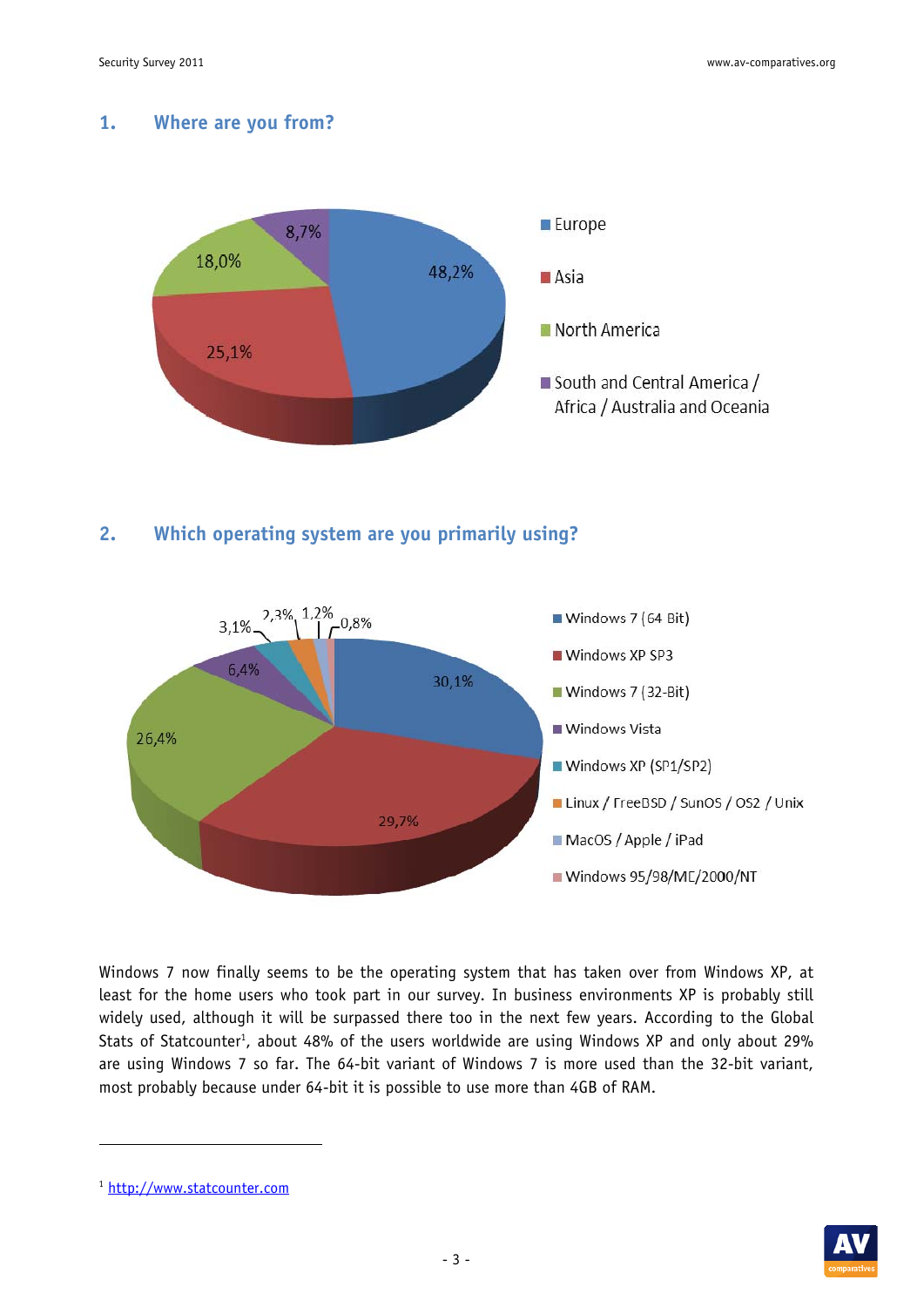## 1. Where are you from?

| Region | Share |
|---|---|
| Europe | 48,2% |
| Asia | 25,1% |
| North America | 18,0% |
| South and Central America / Africa / Australia and Oceania | 8,7% |

## 2. Which operating system are you primarily using?

| Operating system | Share |
|---|---|
| Windows 7 (64 Bit) | 30,1% |
| Windows XP SP3 | 29,7% |
| Windows 7 (32-Bit) | 26,4% |
| Windows Vista | 6,4% |
| Windows XP (SP1/SP2) | 3,1% |
| Linux / FreeBSD / SunOS / OS2 / Unix | 2,3% |
| MacOS / Apple / iPad | 1,2% |
| Windows 95/98/ME/2000/NT | 0,8% |

Windows 7 now finally seems to be the operating system that has taken over from Windows XP, at least for the home users who took part in our survey. In business environments XP is probably still widely used, although it will be surpassed there too in the next few years. According to the Global Stats of Statcounter[1], about 48% of the users worldwide are using Windows XP and only about 29% are using Windows 7 so far. The 64-bit variant of Windows 7 is more used than the 32-bit variant, most probably because under 64-bit it is possible to use more than 4GB of RAM.

---

[1] http://www.statcounter.com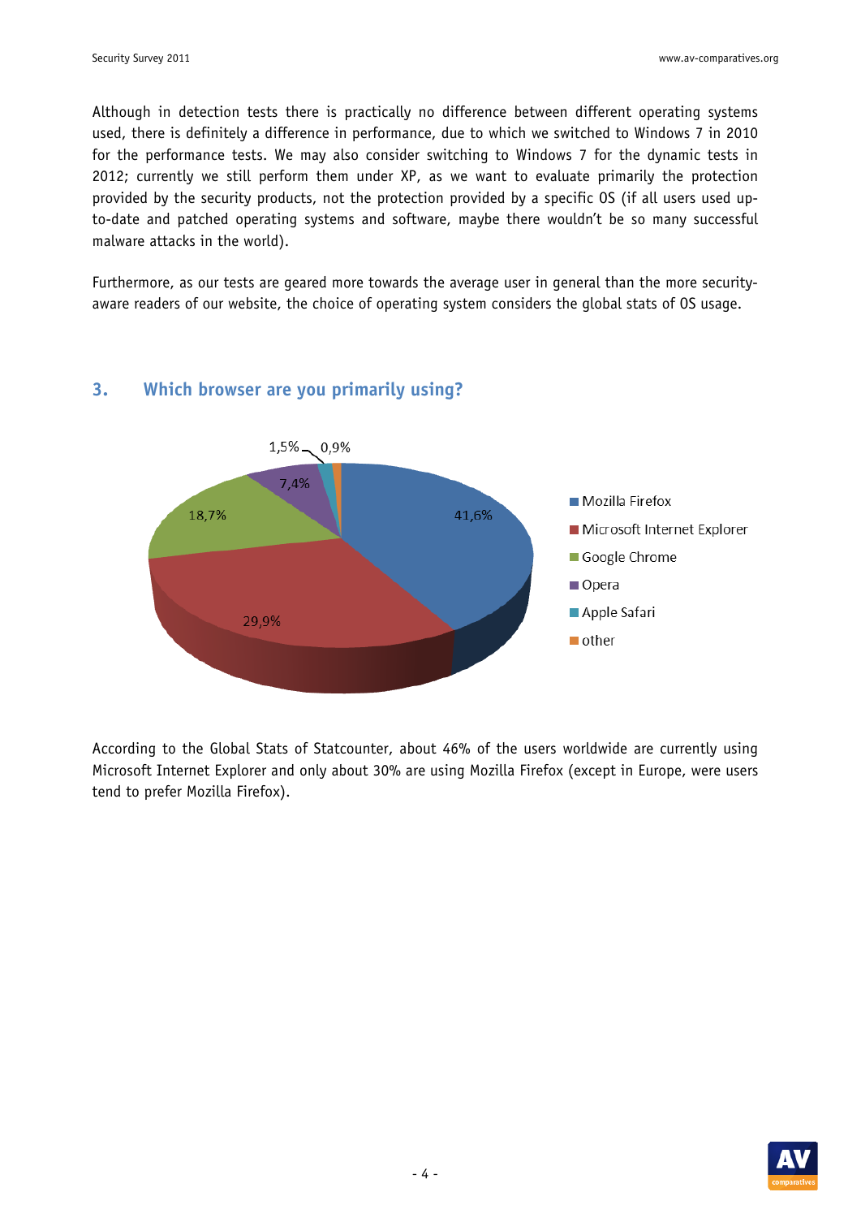Although in detection tests there is practically no difference between different operating systems used, there is definitely a difference in performance, due to which we switched to Windows 7 in 2010 for the performance tests. We may also consider switching to Windows 7 for the dynamic tests in 2012; currently we still perform them under XP, as we want to evaluate primarily the protection provided by the security products, not the protection provided by a specific OS (if all users used up-to-date and patched operating systems and software, maybe there wouldn't be so many successful malware attacks in the world).

Furthermore, as our tests are geared more towards the average user in general than the more security-aware readers of our website, the choice of operating system considers the global stats of OS usage.

## 3. Which browser are you primarily using?

| Browser | Share |
|---|---|
| Mozilla Firefox | 41,6% |
| Microsoft Internet Explorer | 29,9% |
| Google Chrome | 18,7% |
| Opera | 7,4% |
| Apple Safari | 1,5% |
| other | 0,9% |

According to the Global Stats of Statcounter, about 46% of the users worldwide are currently using Microsoft Internet Explorer and only about 30% are using Mozilla Firefox (except in Europe, were users tend to prefer Mozilla Firefox).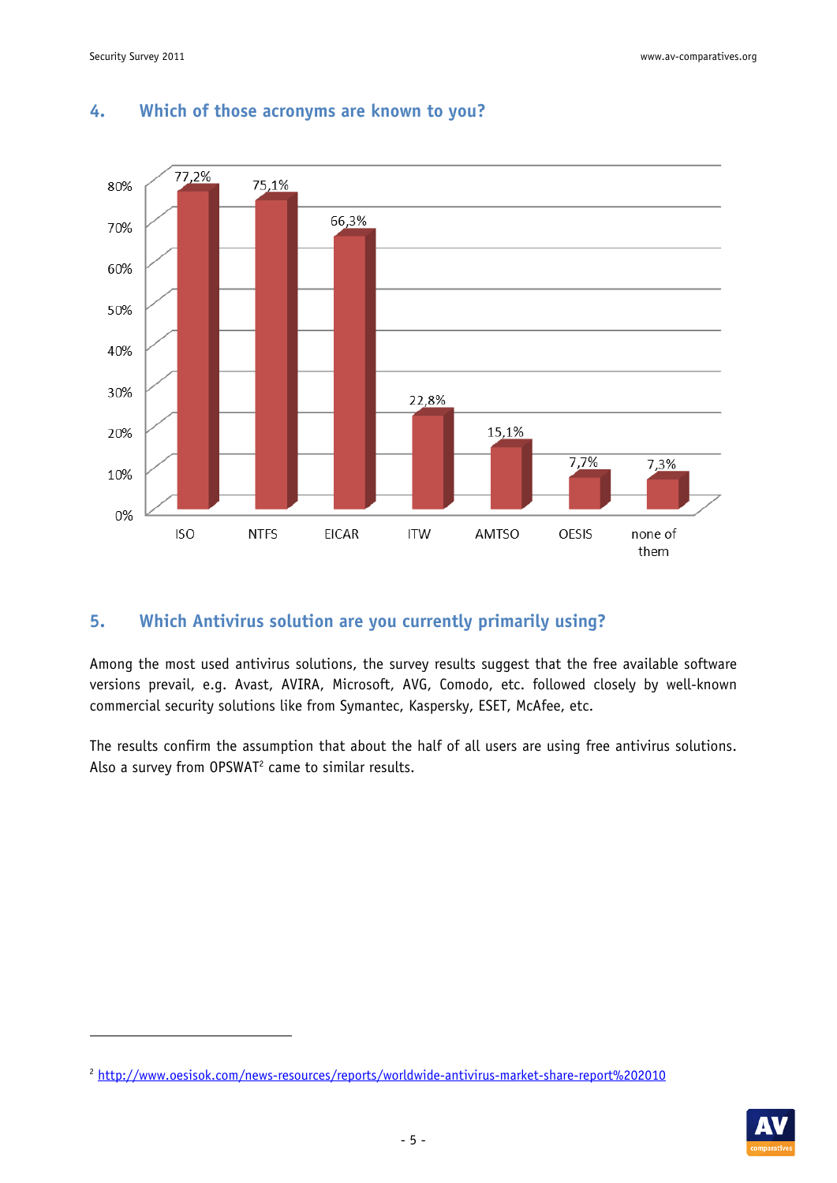## 4. Which of those acronyms are known to you?

| Acronym | Percentage |
| --- | --- |
| ISO | 77,2% |
| NTFS | 75,1% |
| EICAR | 66,3% |
| ITW | 22,8% |
| AMTSO | 15,1% |
| OESIS | 7,7% |
| none of them | 7,3% |

## 5. Which Antivirus solution are you currently primarily using?

Among the most used antivirus solutions, the survey results suggest that the free available software versions prevail, e.g. Avast, AVIRA, Microsoft, AVG, Comodo, etc. followed closely by well-known commercial security solutions like from Symantec, Kaspersky, ESET, McAfee, etc.

The results confirm the assumption that about the half of all users are using free antivirus solutions. Also a survey from OPSWAT[2] came to similar results.

[2] http://www.oesisok.com/news-resources/reports/worldwide-antivirus-market-share-report%202010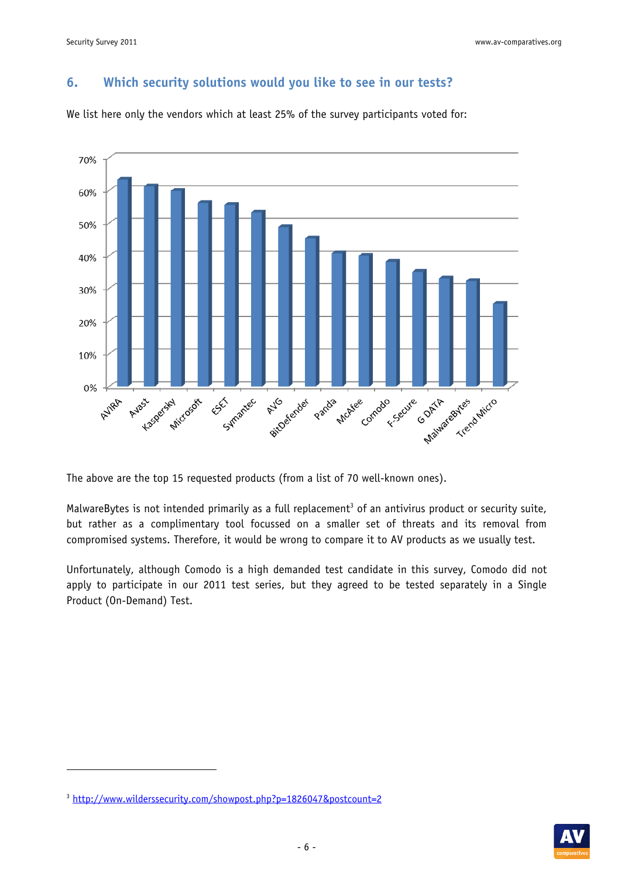## 6. Which security solutions would you like to see in our tests?

We list here only the vendors which at least 25% of the survey participants voted for:

The above are the top 15 requested products (from a list of 70 well-known ones).

MalwareBytes is not intended primarily as a full replacement[3] of an antivirus product or security suite, but rather as a complimentary tool focussed on a smaller set of threats and its removal from compromised systems. Therefore, it would be wrong to compare it to AV products as we usually test.

Unfortunately, although Comodo is a high demanded test candidate in this survey, Comodo did not apply to participate in our 2011 test series, but they agreed to be tested separately in a Single Product (On-Demand) Test.

---

[3] http://www.wilderssecurity.com/showpost.php?p=1826047&postcount=2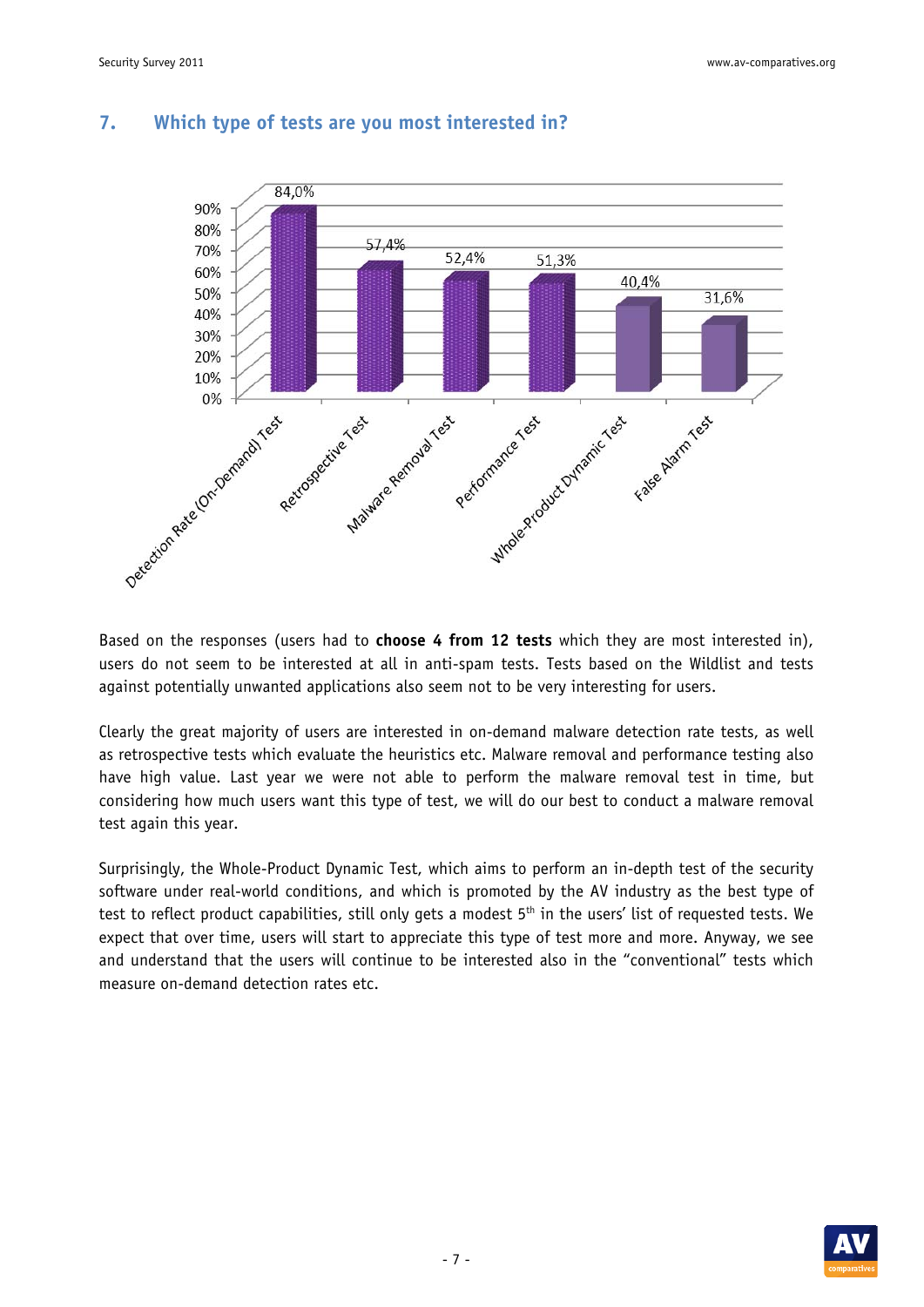## 7. Which type of tests are you most interested in?

| Test | Percentage |
| --- | --- |
| Detection Rate (On-Demand) Test | 84,0% |
| Retrospective Test | 57,4% |
| Malware Removal Test | 52,4% |
| Performance Test | 51,3% |
| Whole-Product Dynamic Test | 40,4% |
| False Alarm Test | 31,6% |

Based on the responses (users had to **choose 4 from 12 tests** which they are most interested in), users do not seem to be interested at all in anti-spam tests. Tests based on the Wildlist and tests against potentially unwanted applications also seem not to be very interesting for users.

Clearly the great majority of users are interested in on-demand malware detection rate tests, as well as retrospective tests which evaluate the heuristics etc. Malware removal and performance testing also have high value. Last year we were not able to perform the malware removal test in time, but considering how much users want this type of test, we will do our best to conduct a malware removal test again this year.

Surprisingly, the Whole-Product Dynamic Test, which aims to perform an in-depth test of the security software under real-world conditions, and which is promoted by the AV industry as the best type of test to reflect product capabilities, still only gets a modest 5th in the users' list of requested tests. We expect that over time, users will start to appreciate this type of test more and more. Anyway, we see and understand that the users will continue to be interested also in the "conventional" tests which measure on-demand detection rates etc.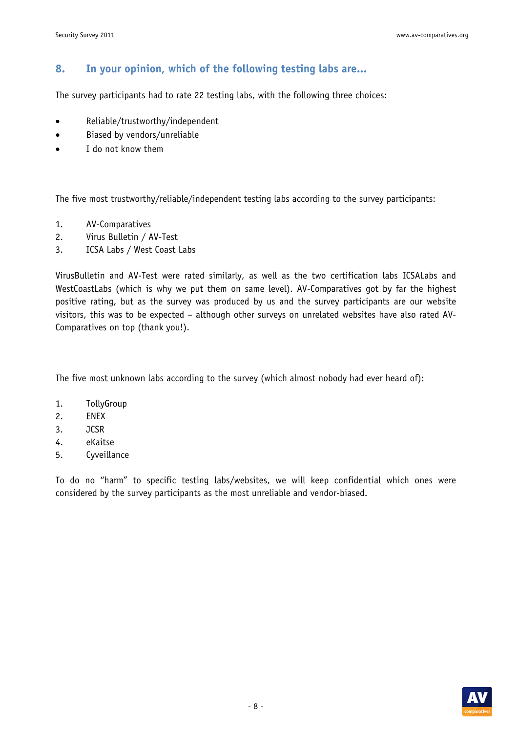## 8. In your opinion, which of the following testing labs are...

The survey participants had to rate 22 testing labs, with the following three choices:

- Reliable/trustworthy/independent
- Biased by vendors/unreliable
- I do not know them

The five most trustworthy/reliable/independent testing labs according to the survey participants:

1. AV-Comparatives
2. Virus Bulletin / AV-Test
3. ICSA Labs / West Coast Labs

VirusBulletin and AV-Test were rated similarly, as well as the two certification labs ICSALabs and WestCoastLabs (which is why we put them on same level). AV-Comparatives got by far the highest positive rating, but as the survey was produced by us and the survey participants are our website visitors, this was to be expected – although other surveys on unrelated websites have also rated AV-Comparatives on top (thank you!).

The five most unknown labs according to the survey (which almost nobody had ever heard of):

1. TollyGroup
2. ENEX
3. JCSR
4. eKaitse
5. Cyveillance

To do no "harm" to specific testing labs/websites, we will keep confidential which ones were considered by the survey participants as the most unreliable and vendor-biased.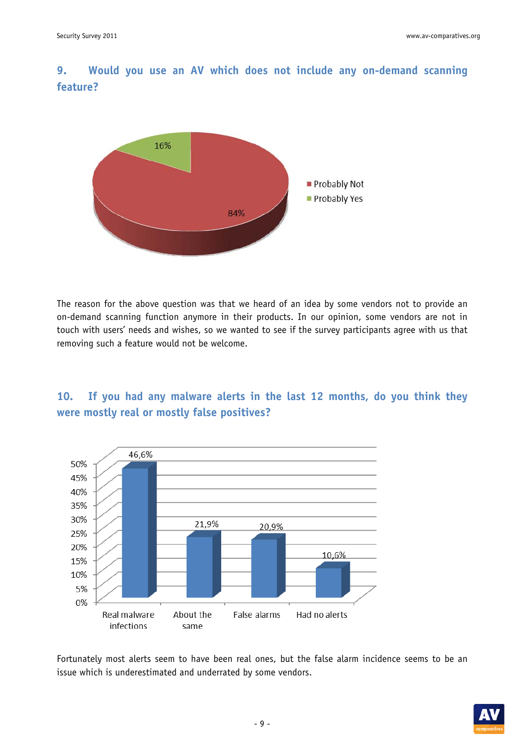## 9. Would you use an AV which does not include any on-demand scanning feature?

The reason for the above question was that we heard of an idea by some vendors not to provide an on-demand scanning function anymore in their products. In our opinion, some vendors are not in touch with users' needs and wishes, so we wanted to see if the survey participants agree with us that removing such a feature would not be welcome.

## 10. If you had any malware alerts in the last 12 months, do you think they were mostly real or mostly false positives?

Fortunately most alerts seem to have been real ones, but the false alarm incidence seems to be an issue which is underestimated and underrated by some vendors.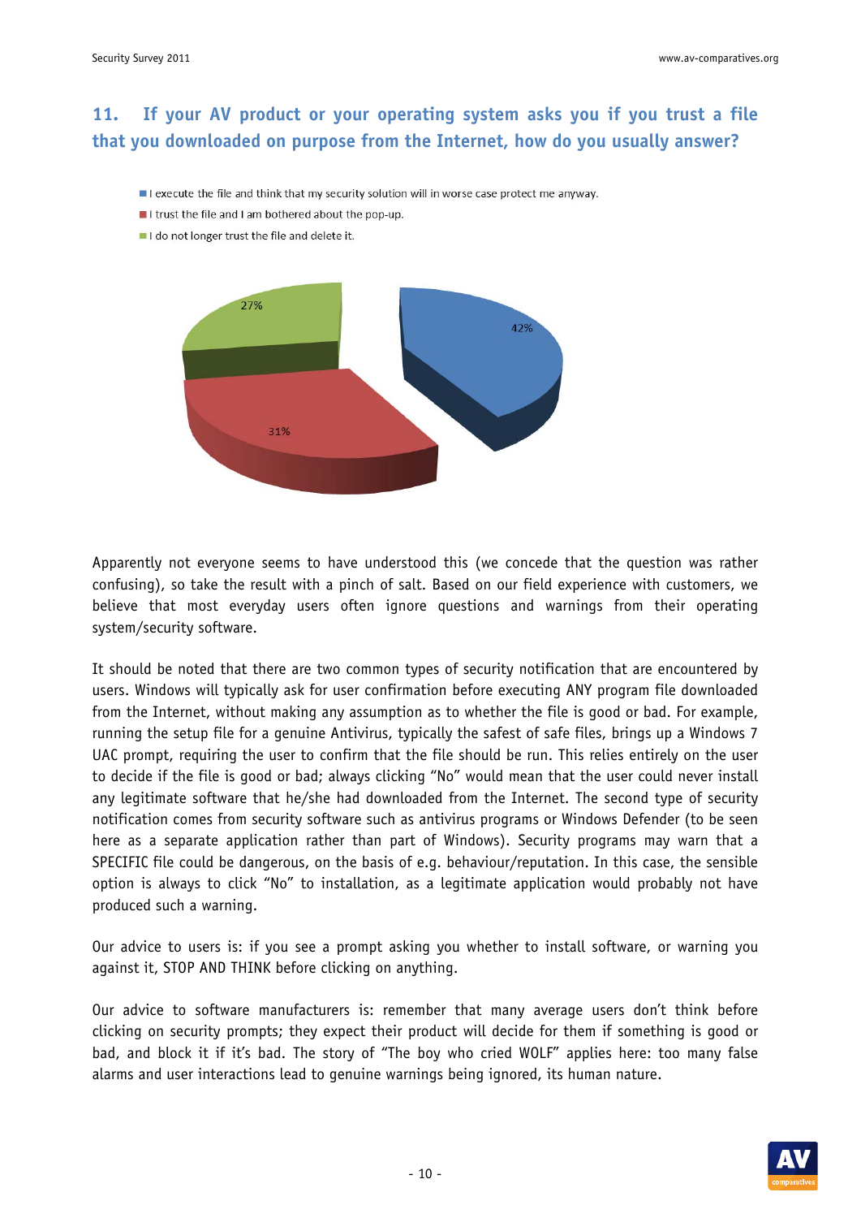## 11. If your AV product or your operating system asks you if you trust a file that you downloaded on purpose from the Internet, how do you usually answer?

- I execute the file and think that my security solution will in worse case protect me anyway.
- I trust the file and I am bothered about the pop-up.
- I do not longer trust the file and delete it.

42%

31%

27%

Apparently not everyone seems to have understood this (we concede that the question was rather confusing), so take the result with a pinch of salt. Based on our field experience with customers, we believe that most everyday users often ignore questions and warnings from their operating system/security software.

It should be noted that there are two common types of security notification that are encountered by users. Windows will typically ask for user confirmation before executing ANY program file downloaded from the Internet, without making any assumption as to whether the file is good or bad. For example, running the setup file for a genuine Antivirus, typically the safest of safe files, brings up a Windows 7 UAC prompt, requiring the user to confirm that the file should be run. This relies entirely on the user to decide if the file is good or bad; always clicking "No" would mean that the user could never install any legitimate software that he/she had downloaded from the Internet. The second type of security notification comes from security software such as antivirus programs or Windows Defender (to be seen here as a separate application rather than part of Windows). Security programs may warn that a SPECIFIC file could be dangerous, on the basis of e.g. behaviour/reputation. In this case, the sensible option is always to click "No" to installation, as a legitimate application would probably not have produced such a warning.

Our advice to users is: if you see a prompt asking you whether to install software, or warning you against it, STOP AND THINK before clicking on anything.

Our advice to software manufacturers is: remember that many average users don't think before clicking on security prompts; they expect their product will decide for them if something is good or bad, and block it if it's bad. The story of "The boy who cried WOLF" applies here: too many false alarms and user interactions lead to genuine warnings being ignored, its human nature.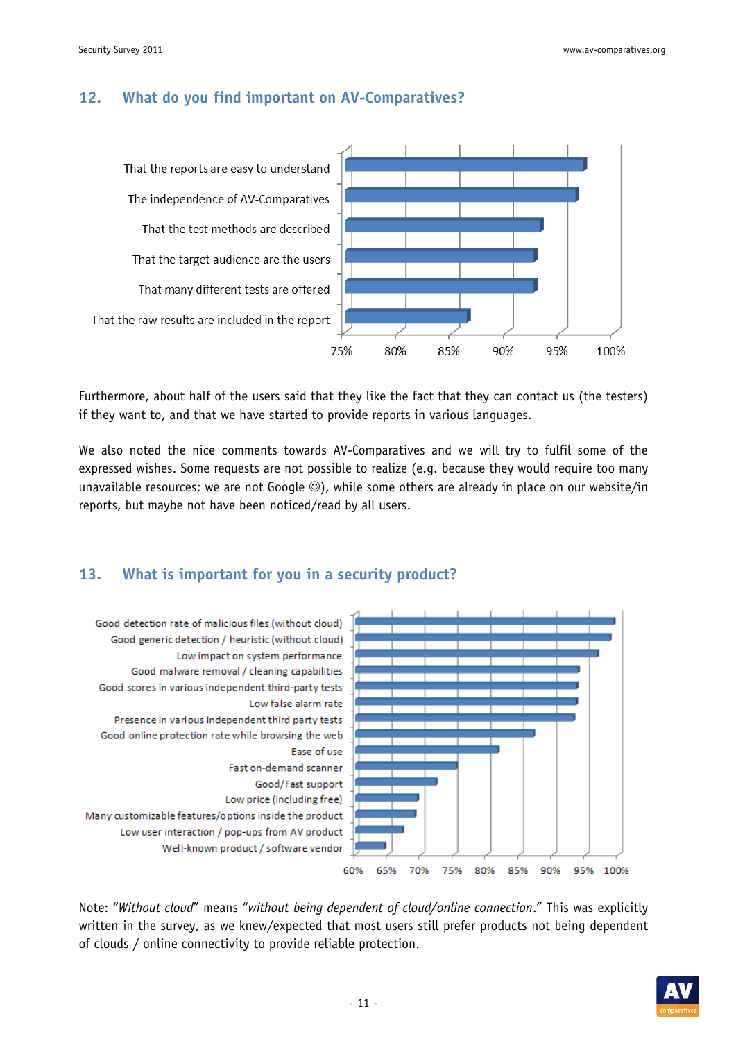## 12. What do you find important on AV-Comparatives?

That the reports are easy to understand
The independence of AV-Comparatives
That the test methods are described
That the target audience are the users
That many different tests are offered
That the raw results are included in the report

75% 80% 85% 90% 95% 100%

Furthermore, about half of the users said that they like the fact that they can contact us (the testers) if they want to, and that we have started to provide reports in various languages.

We also noted the nice comments towards AV-Comparatives and we will try to fulfil some of the expressed wishes. Some requests are not possible to realize (e.g. because they would require too many unavailable resources; we are not Google ☺), while some others are already in place on our website/in reports, but maybe not have been noticed/read by all users.

## 13. What is important for you in a security product?

Good detection rate of malicious files (without cloud)
Good generic detection / heuristic (without cloud)
Low impact on system performance
Good malware removal / cleaning capabilities
Good scores in various independent third-party tests
Low false alarm rate
Presence in various independent third party tests
Good online protection rate while browsing the web
Ease of use
Fast on-demand scanner
Good/Fast support
Low price (including free)
Many customizable features/options inside the product
Low user interaction / pop-ups from AV product
Well-known product / software vendor

60% 65% 70% 75% 80% 85% 90% 95% 100%

Note: "*Without cloud*" means "*without being dependent of cloud/online connection*." This was explicitly written in the survey, as we knew/expected that most users still prefer products not being dependent of clouds / online connectivity to provide reliable protection.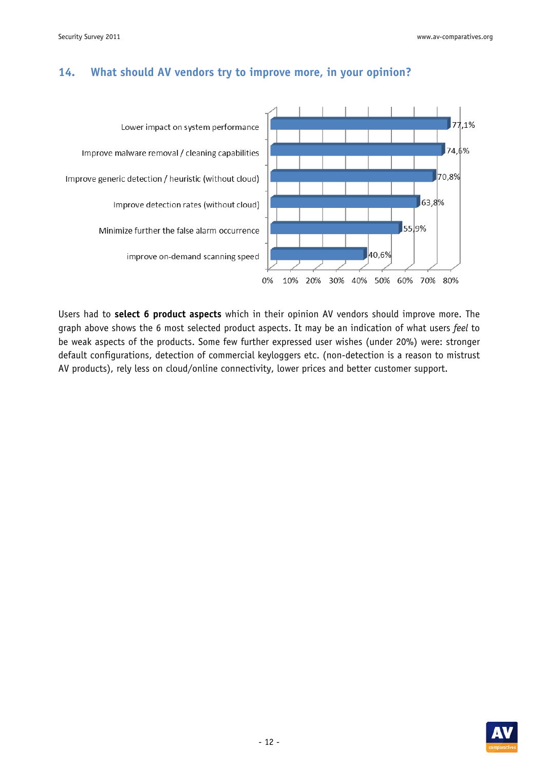## 14. What should AV vendors try to improve more, in your opinion?

| Aspect | Percentage |
| --- | --- |
| Lower impact on system performance | 77,1% |
| Improve malware removal / cleaning capabilities | 74,6% |
| Improve generic detection / heuristic (without cloud) | 70,8% |
| Improve detection rates (without cloud) | 63,8% |
| Minimize further the false alarm occurrence | 55,9% |
| improve on-demand scanning speed | 40,6% |

Users had to **select 6 product aspects** which in their opinion AV vendors should improve more. The graph above shows the 6 most selected product aspects. It may be an indication of what users *feel* to be weak aspects of the products. Some few further expressed user wishes (under 20%) were: stronger default configurations, detection of commercial keyloggers etc. (non-detection is a reason to mistrust AV products), rely less on cloud/online connectivity, lower prices and better customer support.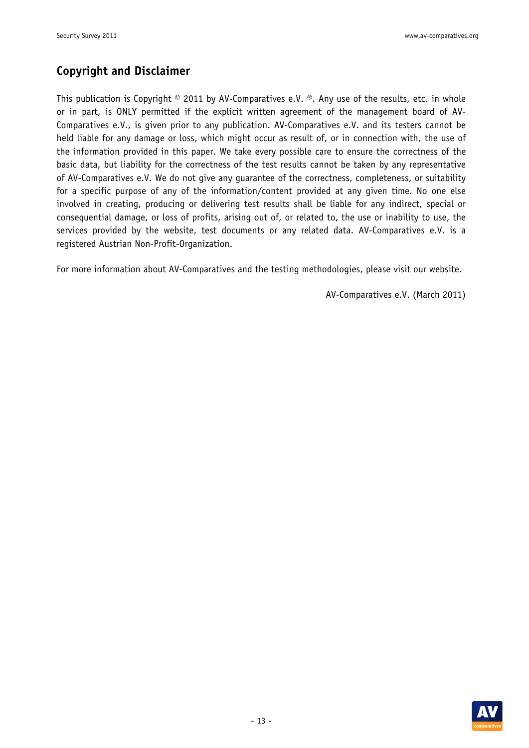## Copyright and Disclaimer

This publication is Copyright © 2011 by AV-Comparatives e.V. ®. Any use of the results, etc. in whole or in part, is ONLY permitted if the explicit written agreement of the management board of AV-Comparatives e.V., is given prior to any publication. AV-Comparatives e.V. and its testers cannot be held liable for any damage or loss, which might occur as result of, or in connection with, the use of the information provided in this paper. We take every possible care to ensure the correctness of the basic data, but liability for the correctness of the test results cannot be taken by any representative of AV-Comparatives e.V. We do not give any guarantee of the correctness, completeness, or suitability for a specific purpose of any of the information/content provided at any given time. No one else involved in creating, producing or delivering test results shall be liable for any indirect, special or consequential damage, or loss of profits, arising out of, or related to, the use or inability to use, the services provided by the website, test documents or any related data. AV-Comparatives e.V. is a registered Austrian Non-Profit-Organization.

For more information about AV-Comparatives and the testing methodologies, please visit our website.

AV-Comparatives e.V. (March 2011)